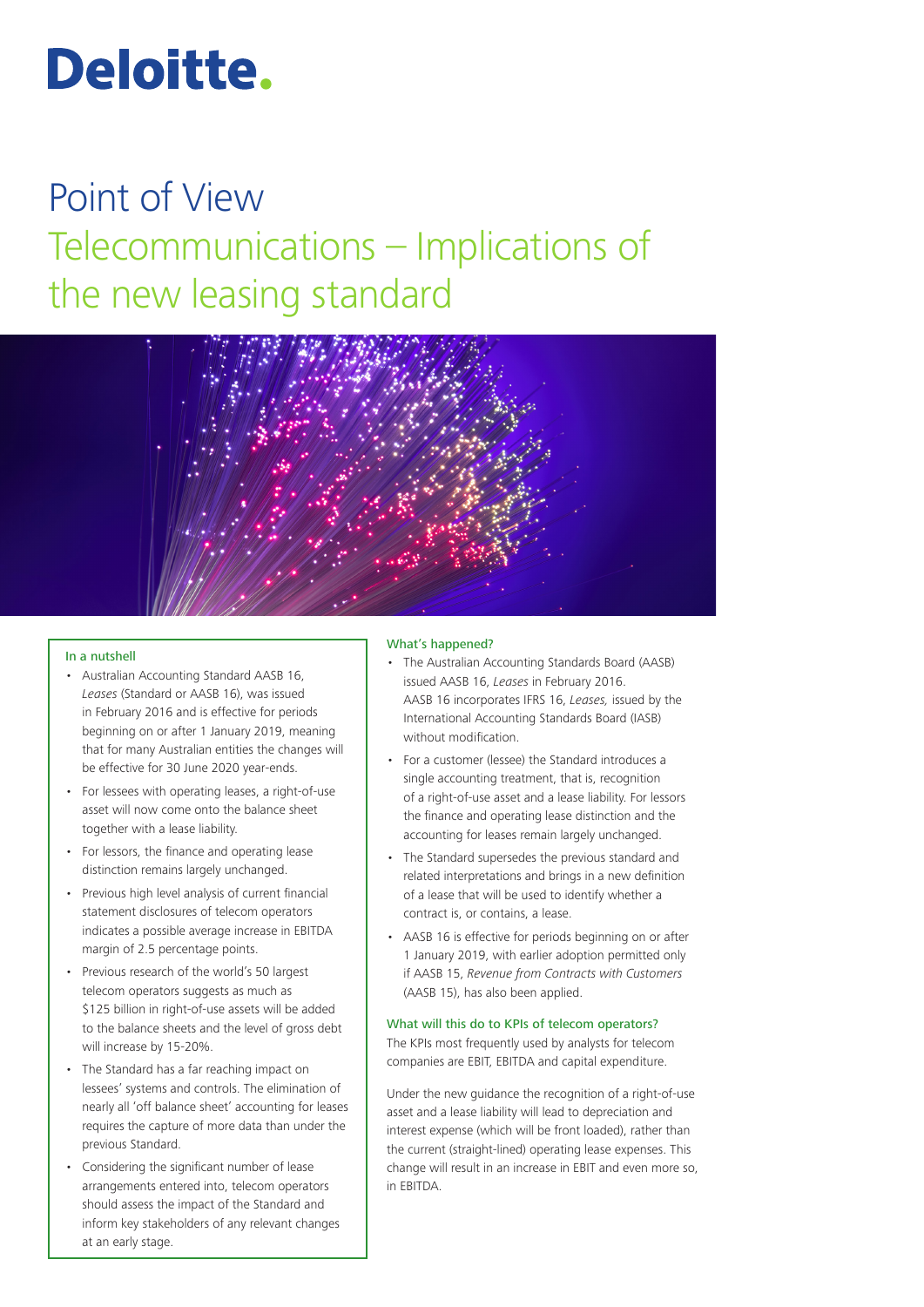# Deloitte.

# Point of View

## Telecommunications – Implications of the new leasing standard

### In a nutshell

- Australian Accounting Standard AASB 16, *Leases* (Standard or AASB 16), was issued in February 2016 and is effective for periods beginning on or after 1 January 2019, meaning that for many Australian entities the changes will be effective for 30 June 2020 year-ends.
- For lessees with operating leases, a right-of-use asset will now come onto the balance sheet together with a lease liability.
- For lessors, the finance and operating lease distinction remains largely unchanged.
- Previous high level analysis of current financial statement disclosures of telecom operators indicates a possible average increase in EBITDA margin of 2.5 percentage points.
- Previous research of the world's 50 largest telecom operators suggests as much as $125 billion in right-of-use assets will be added to the balance sheets and the level of gross debt will increase by 15-20%.
- The Standard has a far reaching impact on lessees' systems and controls. The elimination of nearly all 'off balance sheet' accounting for leases requires the capture of more data than under the previous Standard.
- Considering the significant number of lease arrangements entered into, telecom operators should assess the impact of the Standard and inform key stakeholders of any relevant changes at an early stage.

### What's happened?

- The Australian Accounting Standards Board (AASB) issued AASB 16, *Leases* in February 2016. AASB 16 incorporates IFRS 16, *Leases,* issued by the International Accounting Standards Board (IASB) without modification.
- For a customer (lessee) the Standard introduces a single accounting treatment, that is, recognition of a right-of-use asset and a lease liability. For lessors the finance and operating lease distinction and the accounting for leases remain largely unchanged.
- The Standard supersedes the previous standard and related interpretations and brings in a new definition of a lease that will be used to identify whether a contract is, or contains, a lease.
- AASB 16 is effective for periods beginning on or after 1 January 2019, with earlier adoption permitted only if AASB 15, *Revenue from Contracts with Customers* (AASB 15), has also been applied.

### What will this do to KPIs of telecom operators?

The KPIs most frequently used by analysts for telecom companies are EBIT, EBITDA and capital expenditure.

Under the new guidance the recognition of a right-of-use asset and a lease liability will lead to depreciation and interest expense (which will be front loaded), rather than the current (straight-lined) operating lease expenses. This change will result in an increase in EBIT and even more so, in EBITDA.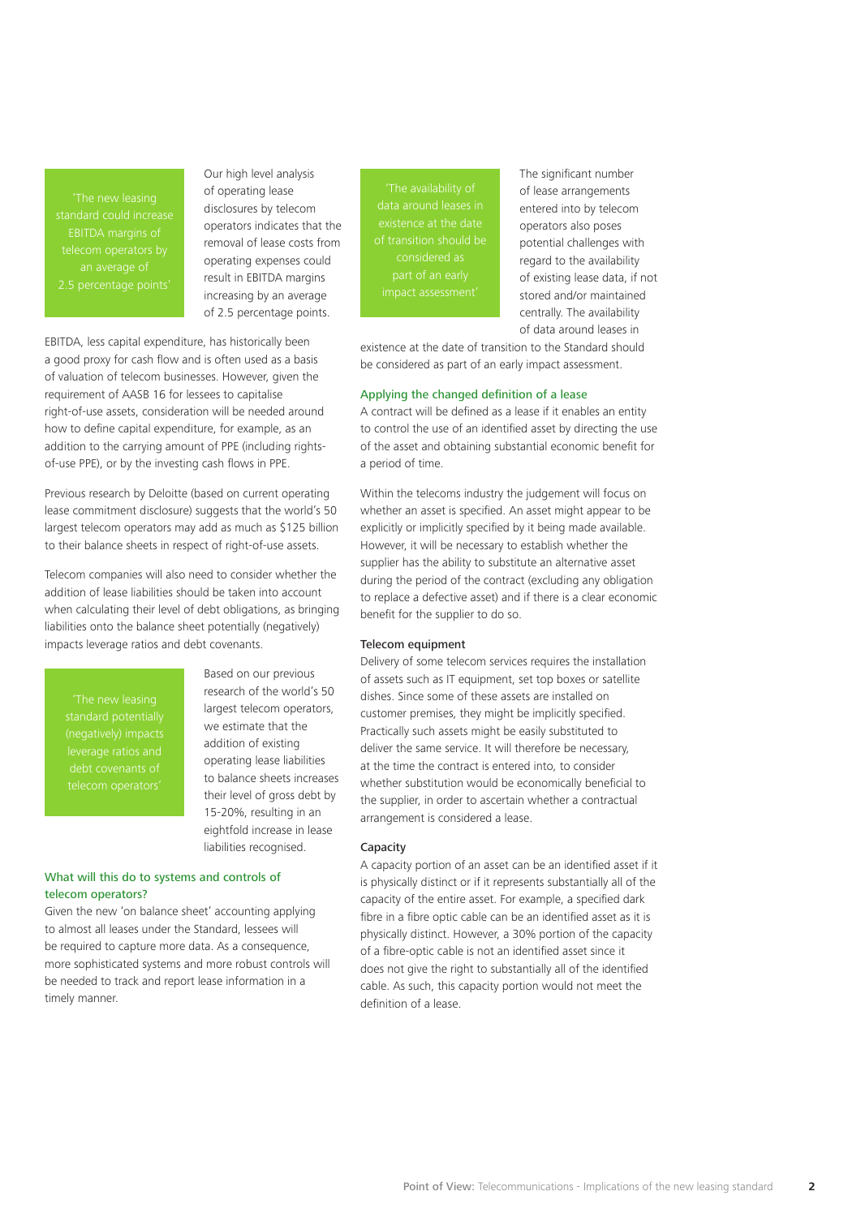> 'The new leasing standard could increase EBITDA margins of telecom operators by an average of 2.5 percentage points'

Our high level analysis of operating lease disclosures by telecom operators indicates that the removal of lease costs from operating expenses could result in EBITDA margins increasing by an average of 2.5 percentage points.

EBITDA, less capital expenditure, has historically been a good proxy for cash flow and is often used as a basis of valuation of telecom businesses. However, given the requirement of AASB 16 for lessees to capitalise right-of-use assets, consideration will be needed around how to define capital expenditure, for example, as an addition to the carrying amount of PPE (including rights-of-use PPE), or by the investing cash flows in PPE.

Previous research by Deloitte (based on current operating lease commitment disclosure) suggests that the world's 50 largest telecom operators may add as much as $125 billion to their balance sheets in respect of right-of-use assets.

Telecom companies will also need to consider whether the addition of lease liabilities should be taken into account when calculating their level of debt obligations, as bringing liabilities onto the balance sheet potentially (negatively) impacts leverage ratios and debt covenants.

> 'The new leasing standard potentially (negatively) impacts leverage ratios and debt covenants of telecom operators'

Based on our previous research of the world's 50 largest telecom operators, we estimate that the addition of existing operating lease liabilities to balance sheets increases their level of gross debt by 15-20%, resulting in an eightfold increase in lease liabilities recognised.

### What will this do to systems and controls of telecom operators?

Given the new 'on balance sheet' accounting applying to almost all leases under the Standard, lessees will be required to capture more data. As a consequence, more sophisticated systems and more robust controls will be needed to track and report lease information in a timely manner.

> 'The availability of data around leases in existence at the date of transition should be considered as part of an early impact assessment'

The significant number of lease arrangements entered into by telecom operators also poses potential challenges with regard to the availability of existing lease data, if not stored and/or maintained centrally. The availability of data around leases in existence at the date of transition to the Standard should be considered as part of an early impact assessment.

### Applying the changed definition of a lease

A contract will be defined as a lease if it enables an entity to control the use of an identified asset by directing the use of the asset and obtaining substantial economic benefit for a period of time.

Within the telecoms industry the judgement will focus on whether an asset is specified. An asset might appear to be explicitly or implicitly specified by it being made available. However, it will be necessary to establish whether the supplier has the ability to substitute an alternative asset during the period of the contract (excluding any obligation to replace a defective asset) and if there is a clear economic benefit for the supplier to do so.

#### Telecom equipment

Delivery of some telecom services requires the installation of assets such as IT equipment, set top boxes or satellite dishes. Since some of these assets are installed on customer premises, they might be implicitly specified. Practically such assets might be easily substituted to deliver the same service. It will therefore be necessary, at the time the contract is entered into, to consider whether substitution would be economically beneficial to the supplier, in order to ascertain whether a contractual arrangement is considered a lease.

#### Capacity

A capacity portion of an asset can be an identified asset if it is physically distinct or if it represents substantially all of the capacity of the entire asset. For example, a specified dark fibre in a fibre optic cable can be an identified asset as it is physically distinct. However, a 30% portion of the capacity of a fibre-optic cable is not an identified asset since it does not give the right to substantially all of the identified cable. As such, this capacity portion would not meet the definition of a lease.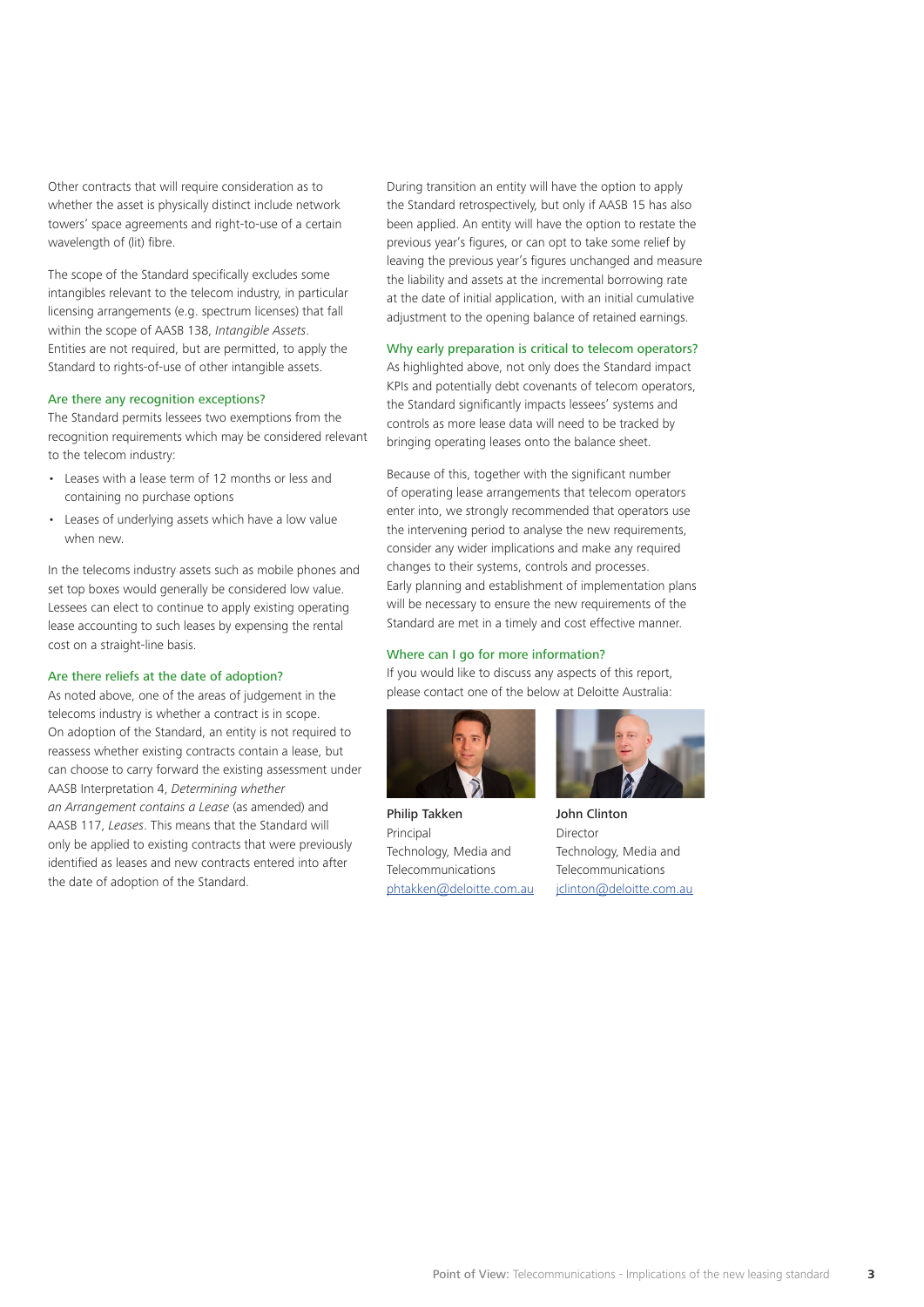Other contracts that will require consideration as to whether the asset is physically distinct include network towers' space agreements and right-to-use of a certain wavelength of (lit) fibre.

The scope of the Standard specifically excludes some intangibles relevant to the telecom industry, in particular licensing arrangements (e.g. spectrum licenses) that fall within the scope of AASB 138, *Intangible Assets*. Entities are not required, but are permitted, to apply the Standard to rights-of-use of other intangible assets.

### Are there any recognition exceptions?

The Standard permits lessees two exemptions from the recognition requirements which may be considered relevant to the telecom industry:

- Leases with a lease term of 12 months or less and containing no purchase options
- Leases of underlying assets which have a low value when new.

In the telecoms industry assets such as mobile phones and set top boxes would generally be considered low value. Lessees can elect to continue to apply existing operating lease accounting to such leases by expensing the rental cost on a straight-line basis.

### Are there reliefs at the date of adoption?

As noted above, one of the areas of judgement in the telecoms industry is whether a contract is in scope. On adoption of the Standard, an entity is not required to reassess whether existing contracts contain a lease, but can choose to carry forward the existing assessment under AASB Interpretation 4, *Determining whether an Arrangement contains a Lease* (as amended) and AASB 117, *Leases*. This means that the Standard will only be applied to existing contracts that were previously identified as leases and new contracts entered into after the date of adoption of the Standard.

During transition an entity will have the option to apply the Standard retrospectively, but only if AASB 15 has also been applied. An entity will have the option to restate the previous year's figures, or can opt to take some relief by leaving the previous year's figures unchanged and measure the liability and assets at the incremental borrowing rate at the date of initial application, with an initial cumulative adjustment to the opening balance of retained earnings.

### Why early preparation is critical to telecom operators?

As highlighted above, not only does the Standard impact KPIs and potentially debt covenants of telecom operators, the Standard significantly impacts lessees' systems and controls as more lease data will need to be tracked by bringing operating leases onto the balance sheet.

Because of this, together with the significant number of operating lease arrangements that telecom operators enter into, we strongly recommended that operators use the intervening period to analyse the new requirements, consider any wider implications and make any required changes to their systems, controls and processes. Early planning and establishment of implementation plans will be necessary to ensure the new requirements of the Standard are met in a timely and cost effective manner.

### Where can I go for more information?

If you would like to discuss any aspects of this report, please contact one of the below at Deloitte Australia:

**Philip Takken**
Principal
Technology, Media and Telecommunications
phtakken@deloitte.com.au

**John Clinton**
Director
Technology, Media and Telecommunications
jclinton@deloitte.com.au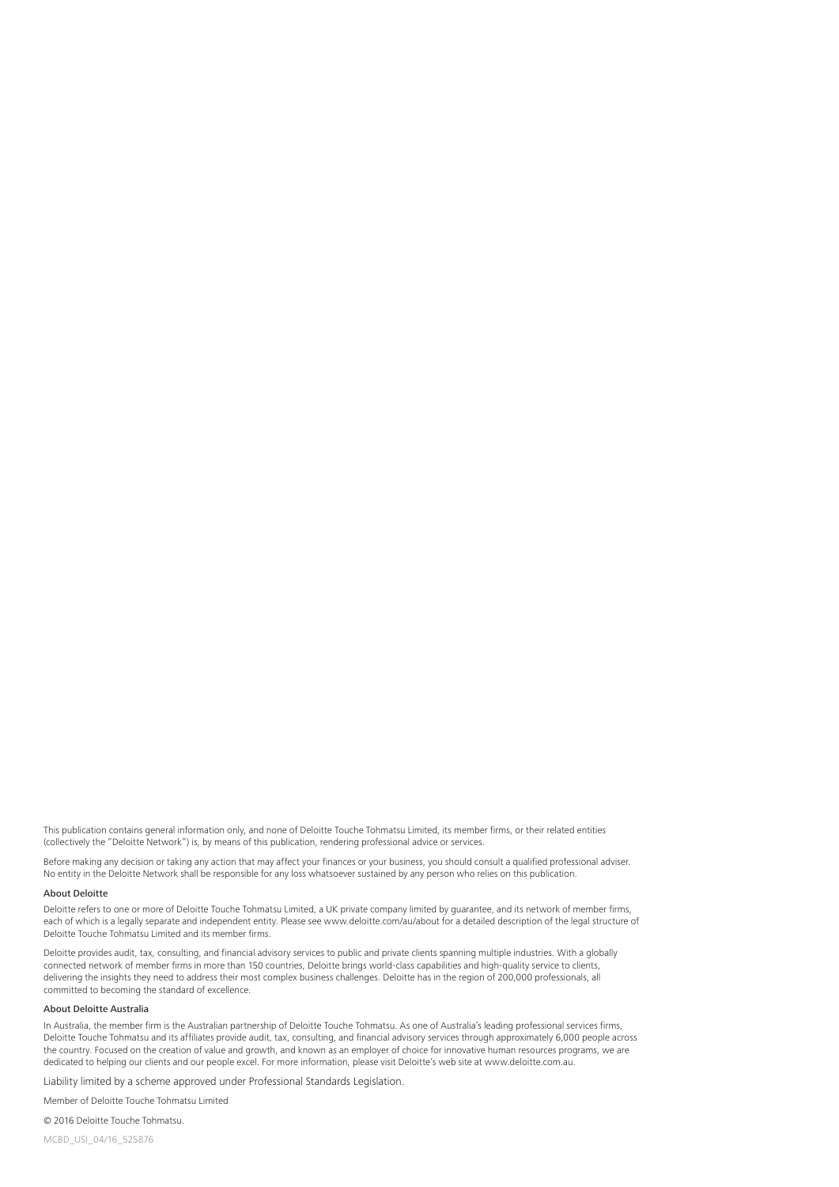This publication contains general information only, and none of Deloitte Touche Tohmatsu Limited, its member firms, or their related entities (collectively the "Deloitte Network") is, by means of this publication, rendering professional advice or services.

Before making any decision or taking any action that may affect your finances or your business, you should consult a qualified professional adviser. No entity in the Deloitte Network shall be responsible for any loss whatsoever sustained by any person who relies on this publication.

### About Deloitte

Deloitte refers to one or more of Deloitte Touche Tohmatsu Limited, a UK private company limited by guarantee, and its network of member firms, each of which is a legally separate and independent entity. Please see www.deloitte.com/au/about for a detailed description of the legal structure of Deloitte Touche Tohmatsu Limited and its member firms.

Deloitte provides audit, tax, consulting, and financial advisory services to public and private clients spanning multiple industries. With a globally connected network of member firms in more than 150 countries, Deloitte brings world-class capabilities and high-quality service to clients, delivering the insights they need to address their most complex business challenges. Deloitte has in the region of 200,000 professionals, all committed to becoming the standard of excellence.

### About Deloitte Australia

In Australia, the member firm is the Australian partnership of Deloitte Touche Tohmatsu. As one of Australia's leading professional services firms, Deloitte Touche Tohmatsu and its affiliates provide audit, tax, consulting, and financial advisory services through approximately 6,000 people across the country. Focused on the creation of value and growth, and known as an employer of choice for innovative human resources programs, we are dedicated to helping our clients and our people excel. For more information, please visit Deloitte's web site at www.deloitte.com.au.

Liability limited by a scheme approved under Professional Standards Legislation.

Member of Deloitte Touche Tohmatsu Limited

© 2016 Deloitte Touche Tohmatsu.

MCBD_USI_04/16_525876